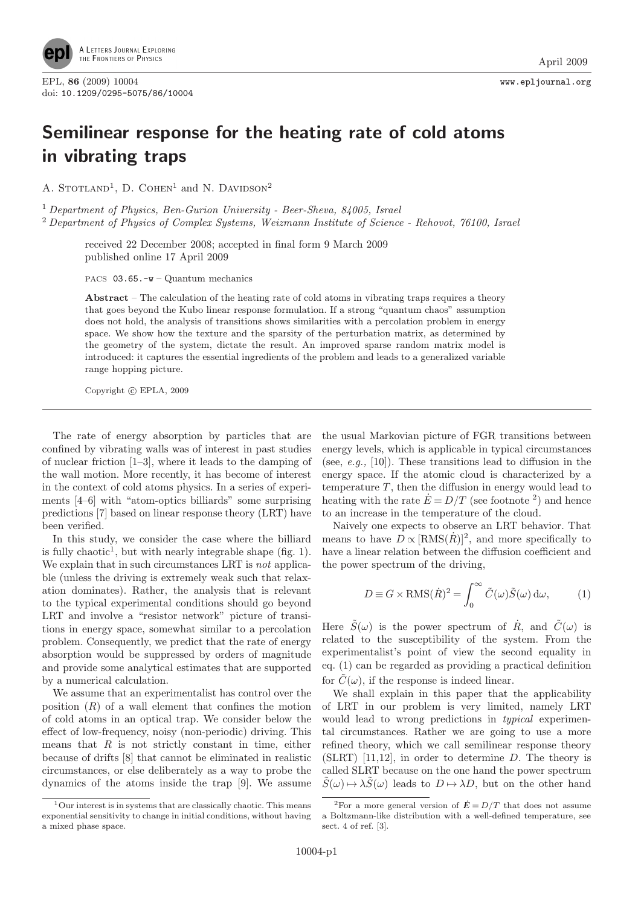# Semilinear response for the heating rate of cold atoms in vibrating traps

A. Stotland[1], D. Cohen[1] and N. Davidson[2]

[1] *Department of Physics, Ben-Gurion University - Beer-Sheva, 84005, Israel*
[2] *Department of Physics of Complex Systems, Weizmann Institute of Science - Rehovot, 76100, Israel*

received 22 December 2008; accepted in final form 9 March 2009
published online 17 April 2009

PACS 03.65.-w – Quantum mechanics

**Abstract** – The calculation of the heating rate of cold atoms in vibrating traps requires a theory that goes beyond the Kubo linear response formulation. If a strong "quantum chaos" assumption does not hold, the analysis of transitions shows similarities with a percolation problem in energy space. We show how the texture and the sparsity of the perturbation matrix, as determined by the geometry of the system, dictate the result. An improved sparse random matrix model is introduced: it captures the essential ingredients of the problem and leads to a generalized variable range hopping picture.

Copyright © EPLA, 2009

The rate of energy absorption by particles that are confined by vibrating walls was of interest in past studies of nuclear friction [1–3], where it leads to the damping of the wall motion. More recently, it has become of interest in the context of cold atoms physics. In a series of experiments [4–6] with "atom-optics billiards" some surprising predictions [7] based on linear response theory (LRT) have been verified.

In this study, we consider the case where the billiard is fully chaotic[1], but with nearly integrable shape (fig. 1). We explain that in such circumstances LRT is *not* applicable (unless the driving is extremely weak such that relaxation dominates). Rather, the analysis that is relevant to the typical experimental conditions should go beyond LRT and involve a "resistor network" picture of transitions in energy space, somewhat similar to a percolation problem. Consequently, we predict that the rate of energy absorption would be suppressed by orders of magnitude and provide some analytical estimates that are supported by a numerical calculation.

We assume that an experimentalist has control over the position ($R$) of a wall element that confines the motion of cold atoms in an optical trap. We consider below the effect of low-frequency, noisy (non-periodic) driving. This means that $R$ is not strictly constant in time, either because of drifts [8] that cannot be eliminated in realistic circumstances, or else deliberately as a way to probe the dynamics of the atoms inside the trap [9]. We assume the usual Markovian picture of FGR transitions between energy levels, which is applicable in typical circumstances (see, *e.g.,* [10]). These transitions lead to diffusion in the energy space. If the atomic cloud is characterized by a temperature $T$, then the diffusion in energy would lead to heating with the rate $\dot{E} = D/T$ (see footnote [2]) and hence to an increase in the temperature of the cloud.

Naively one expects to observe an LRT behavior. That means to have $D \propto [\mathrm{RMS}(\dot{R})]^2$, and more specifically to have a linear relation between the diffusion coefficient and the power spectrum of the driving,

$$D \equiv G \times \mathrm{RMS}(\dot{R})^2 = \int_0^\infty \tilde{C}(\omega)\tilde{S}(\omega)\,\mathrm{d}\omega, \qquad (1)$$

Here $\tilde{S}(\omega)$ is the power spectrum of $\dot{R}$, and $\tilde{C}(\omega)$ is related to the susceptibility of the system. From the experimentalist's point of view the second equality in eq. (1) can be regarded as providing a practical definition for $\tilde{C}(\omega)$, if the response is indeed linear.

We shall explain in this paper that the applicability of LRT in our problem is very limited, namely LRT would lead to wrong predictions in *typical* experimental circumstances. Rather we are going to use a more refined theory, which we call semilinear response theory (SLRT) [11,12], in order to determine $D$. The theory is called SLRT because on the one hand the power spectrum $\tilde{S}(\omega) \mapsto \lambda\tilde{S}(\omega)$ leads to $D \mapsto \lambda D$, but on the other hand

[1] Our interest is in systems that are classically chaotic. This means exponential sensitivity to change in initial conditions, without having a mixed phase space.

[2] For a more general version of $\dot{E} = D/T$ that does not assume a Boltzmann-like distribution with a well-defined temperature, see sect. 4 of ref. [3].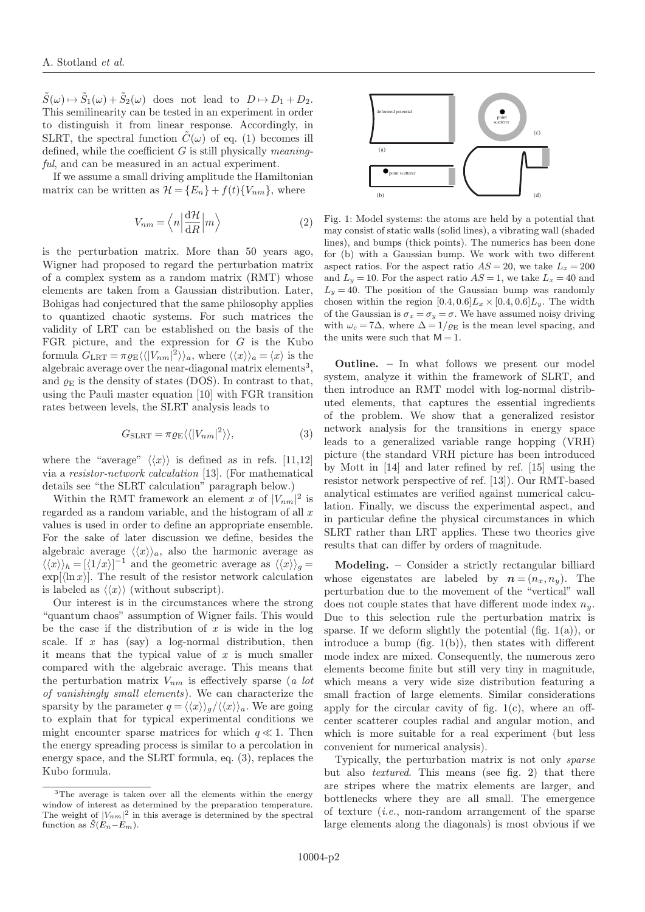$\tilde{S}(\omega) \mapsto \tilde{S}_1(\omega) + \tilde{S}_2(\omega)$ does not lead to $D \mapsto D_1 + D_2$. This semilinearity can be tested in an experiment in order to distinguish it from linear response. Accordingly, in SLRT, the spectral function $\tilde{C}(\omega)$ of eq. (1) becomes ill defined, while the coefficient $G$ is still physically *meaningful*, and can be measured in an actual experiment.

If we assume a small driving amplitude the Hamiltonian matrix can be written as $\mathcal{H} = \{E_n\} + f(t)\{V_{nm}\}$, where

$$V_{nm} = \left\langle n \middle| \frac{\mathrm{d}\mathcal{H}}{\mathrm{d}R} \middle| m \right\rangle \tag{2}$$

is the perturbation matrix. More than 50 years ago, Wigner had proposed to regard the perturbation matrix of a complex system as a random matrix (RMT) whose elements are taken from a Gaussian distribution. Later, Bohigas had conjectured that the same philosophy applies to quantized chaotic systems. For such matrices the validity of LRT can be established on the basis of the FGR picture, and the expression for $G$ is the Kubo formula $G_{\mathrm{LRT}} = \pi \varrho_{\mathrm{E}} \langle\langle |V_{nm}|^2 \rangle\rangle_a$, where $\langle\langle x \rangle\rangle_a = \langle x \rangle$ is the algebraic average over the near-diagonal matrix elements[3], and $\varrho_{\mathrm{E}}$ is the density of states (DOS). In contrast to that, using the Pauli master equation [10] with FGR transition rates between levels, the SLRT analysis leads to

$$G_{\mathrm{SLRT}} = \pi \varrho_{\mathrm{E}} \langle\langle |V_{nm}|^2 \rangle\rangle, \tag{3}$$

where the "average" $\langle\langle x \rangle\rangle$ is defined as in refs. [11,12] via a *resistor-network calculation* [13]. (For mathematical details see "the SLRT calculation" paragraph below.)

Within the RMT framework an element $x$ of $|V_{nm}|^2$ is regarded as a random variable, and the histogram of all $x$ values is used in order to define an appropriate ensemble. For the sake of later discussion we define, besides the algebraic average $\langle\langle x \rangle\rangle_a$, also the harmonic average as $\langle\langle x \rangle\rangle_h = [\langle 1/x \rangle]^{-1}$ and the geometric average as $\langle\langle x \rangle\rangle_g = \exp[\langle \ln x \rangle]$. The result of the resistor network calculation is labeled as $\langle\langle x \rangle\rangle$ (without subscript).

Our interest is in the circumstances where the strong "quantum chaos" assumption of Wigner fails. This would be the case if the distribution of $x$ is wide in the log scale. If $x$ has (say) a log-normal distribution, then it means that the typical value of $x$ is much smaller compared with the algebraic average. This means that the perturbation matrix $V_{nm}$ is effectively sparse (*a lot of vanishingly small elements*). We can characterize the sparsity by the parameter $q = \langle\langle x \rangle\rangle_g / \langle\langle x \rangle\rangle_a$. We are going to explain that for typical experimental conditions we might encounter sparse matrices for which $q \ll 1$. Then the energy spreading process is similar to a percolation in energy space, and the SLRT formula, eq. (3), replaces the Kubo formula.

[3] The average is taken over all the elements within the energy window of interest as determined by the preparation temperature. The weight of $|V_{nm}|^2$ in this average is determined by the spectral function as $\tilde{S}(\boldsymbol{E}_n - \boldsymbol{E}_m)$.

Fig. 1: Model systems: the atoms are held by a potential that may consist of static walls (solid lines), a vibrating wall (shaded lines), and bumps (thick points). The numerics has been done for (b) with a Gaussian bump. We work with two different aspect ratios. For the aspect ratio $AS = 20$, we take $L_x = 200$ and $L_y = 10$. For the aspect ratio $AS = 1$, we take $L_x = 40$ and $L_y = 40$. The position of the Gaussian bump was randomly chosen within the region $[0.4, 0.6]L_x \times [0.4, 0.6]L_y$. The width of the Gaussian is $\sigma_x = \sigma_y = \sigma$. We have assumed noisy driving with $\omega_c = 7\Delta$, where $\Delta = 1/\varrho_{\mathrm{E}}$ is the mean level spacing, and the units were such that $\mathsf{M} = 1$.

**Outline.** – In what follows we present our model system, analyze it within the framework of SLRT, and then introduce an RMT model with log-normal distributed elements, that captures the essential ingredients of the problem. We show that a generalized resistor network analysis for the transitions in energy space leads to a generalized variable range hopping (VRH) picture (the standard VRH picture has been introduced by Mott in [14] and later refined by ref. [15] using the resistor network perspective of ref. [13]). Our RMT-based analytical estimates are verified against numerical calculation. Finally, we discuss the experimental aspect, and in particular define the physical circumstances in which SLRT rather than LRT applies. These two theories give results that can differ by orders of magnitude.

**Modeling.** – Consider a strictly rectangular billiard whose eigenstates are labeled by $\boldsymbol{n} = (n_x, n_y)$. The perturbation due to the movement of the "vertical" wall does not couple states that have different mode index $n_y$. Due to this selection rule the perturbation matrix is sparse. If we deform slightly the potential (fig. 1(a)), or introduce a bump (fig. 1(b)), then states with different mode index are mixed. Consequently, the numerous zero elements become finite but still very tiny in magnitude, which means a very wide size distribution featuring a small fraction of large elements. Similar considerations apply for the circular cavity of fig. 1(c), where an off-center scatterer couples radial and angular motion, and which is more suitable for a real experiment (but less convenient for numerical analysis).

Typically, the perturbation matrix is not only *sparse* but also *textured*. This means (see fig. 2) that there are stripes where the matrix elements are larger, and bottlenecks where they are all small. The emergence of texture (*i.e.*, non-random arrangement of the sparse large elements along the diagonals) is most obvious if we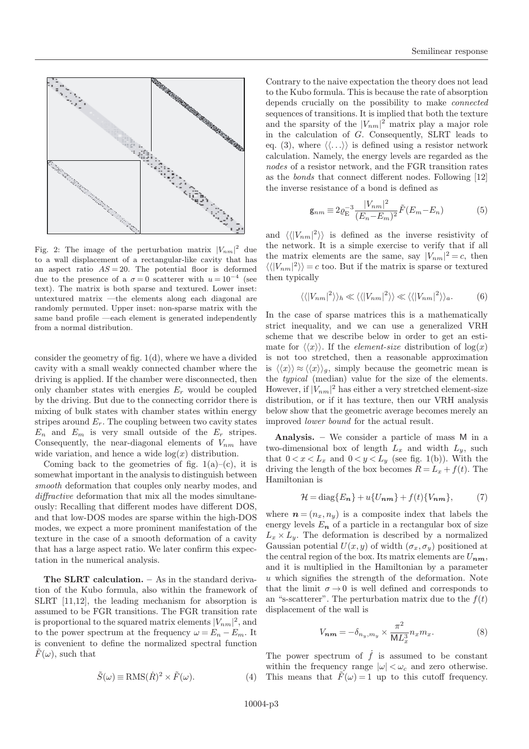Fig. 2: The image of the perturbation matrix $|V_{nm}|^2$ due to a wall displacement of a rectangular-like cavity that has an aspect ratio $AS = 20$. The potential floor is deformed due to the presence of a $\sigma = 0$ scatterer with $u = 10^{-4}$ (see text). The matrix is both sparse and textured. Lower inset: untextured matrix —the elements along each diagonal are randomly permuted. Upper inset: non-sparse matrix with the same band profile —each element is generated independently from a normal distribution.

consider the geometry of fig. 1(d), where we have a divided cavity with a small weakly connected chamber where the driving is applied. If the chamber were disconnected, then only chamber states with energies $E_r$ would be coupled by the driving. But due to the connecting corridor there is mixing of bulk states with chamber states within energy stripes around $E_r$. The coupling between two cavity states $E_n$ and $E_m$ is very small outside of the $E_r$ stripes. Consequently, the near-diagonal elements of $V_{nm}$ have wide variation, and hence a wide $\log(x)$ distribution.

Coming back to the geometries of fig. 1(a)–(c), it is somewhat important in the analysis to distinguish between *smooth* deformation that couples only nearby modes, and *diffractive* deformation that mix all the modes simultaneously: Recalling that different modes have different DOS, and that low-DOS modes are sparse within the high-DOS modes, we expect a more prominent manifestation of the texture in the case of a smooth deformation of a cavity that has a large aspect ratio. We later confirm this expectation in the numerical analysis.

**The SLRT calculation.** – As in the standard derivation of the Kubo formula, also within the framework of SLRT [11,12], the leading mechanism for absorption is assumed to be FGR transitions. The FGR transition rate is proportional to the squared matrix elements $|V_{nm}|^2$, and to the power spectrum at the frequency $\omega = E_n - E_m$. It is convenient to define the normalized spectral function $\tilde{F}(\omega)$, such that

$$\tilde{S}(\omega) \equiv \mathrm{RMS}(\dot{R})^2 \times \tilde{F}(\omega). \tag{4}$$

Contrary to the naive expectation the theory does not lead to the Kubo formula. This is because the rate of absorption depends crucially on the possibility to make *connected* sequences of transitions. It is implied that both the texture and the sparsity of the $|V_{nm}|^2$ matrix play a major role in the calculation of $G$. Consequently, SLRT leads to eq. (3), where $\langle\langle \ldots \rangle\rangle$ is defined using a resistor network calculation. Namely, the energy levels are regarded as the *nodes* of a resistor network, and the FGR transition rates as the *bonds* that connect different nodes. Following [12] the inverse resistance of a bond is defined as

$$\mathsf{g}_{nm} \equiv 2\varrho_{\mathrm{E}}^{-3} \frac{|V_{nm}|^2}{(E_n - E_m)^2} \tilde{F}(E_m - E_n) \tag{5}$$

and $\langle\langle |V_{nm}|^2 \rangle\rangle$ is defined as the inverse resistivity of the network. It is a simple exercise to verify that if all the matrix elements are the same, say $|V_{nm}|^2 = c$, then $\langle\langle |V_{nm}|^2 \rangle\rangle = c$ too. But if the matrix is sparse or textured then typically

$$\langle\langle |V_{nm}|^2 \rangle\rangle_h \ll \langle\langle |V_{nm}|^2 \rangle\rangle \ll \langle\langle |V_{nm}|^2 \rangle\rangle_a. \tag{6}$$

In the case of sparse matrices this is a mathematically strict inequality, and we can use a generalized VRH scheme that we describe below in order to get an estimate for $\langle\langle x \rangle\rangle$. If the *element-size* distribution of $\log(x)$ is not too stretched, then a reasonable approximation is $\langle\langle x \rangle\rangle \approx \langle\langle x \rangle\rangle_g$, simply because the geometric mean is the *typical* (median) value for the size of the elements. However, if $|V_{nm}|^2$ has either a very stretched element-size distribution, or if it has texture, then our VRH analysis below show that the geometric average becomes merely an improved *lower bound* for the actual result.

**Analysis.** – We consider a particle of mass $\mathsf{M}$ in a two-dimensional box of length $L_x$ and width $L_y$, such that $0 < x < L_x$ and $0 < y < L_y$ (see fig. 1(b)). With the driving the length of the box becomes $R = L_x + f(t)$. The Hamiltonian is

$$\mathcal{H} = \mathrm{diag}\{E_{\boldsymbol{n}}\} + u\{U_{\boldsymbol{nm}}\} + f(t)\{V_{\boldsymbol{nm}}\}, \tag{7}$$

where $\boldsymbol{n} = (n_x, n_y)$ is a composite index that labels the energy levels $E_{\boldsymbol{n}}$ of a particle in a rectangular box of size $L_x \times L_y$. The deformation is described by a normalized Gaussian potential $U(x, y)$ of width $(\sigma_x, \sigma_y)$ positioned at the central region of the box. Its matrix elements are $U_{\boldsymbol{nm}}$, and it is multiplied in the Hamiltonian by a parameter $u$ which signifies the strength of the deformation. Note that the limit $\sigma \to 0$ is well defined and corresponds to an "s-scatterer". The perturbation matrix due to the $f(t)$ displacement of the wall is

$$V_{\boldsymbol{nm}} = -\delta_{n_y, m_y} \times \frac{\pi^2}{\mathsf{M} L_x^3} n_x m_x. \tag{8}$$

The power spectrum of $\dot{f}$ is assumed to be constant within the frequency range $|\omega| < \omega_c$ and zero otherwise. This means that $\tilde{F}(\omega) = 1$ up to this cutoff frequency.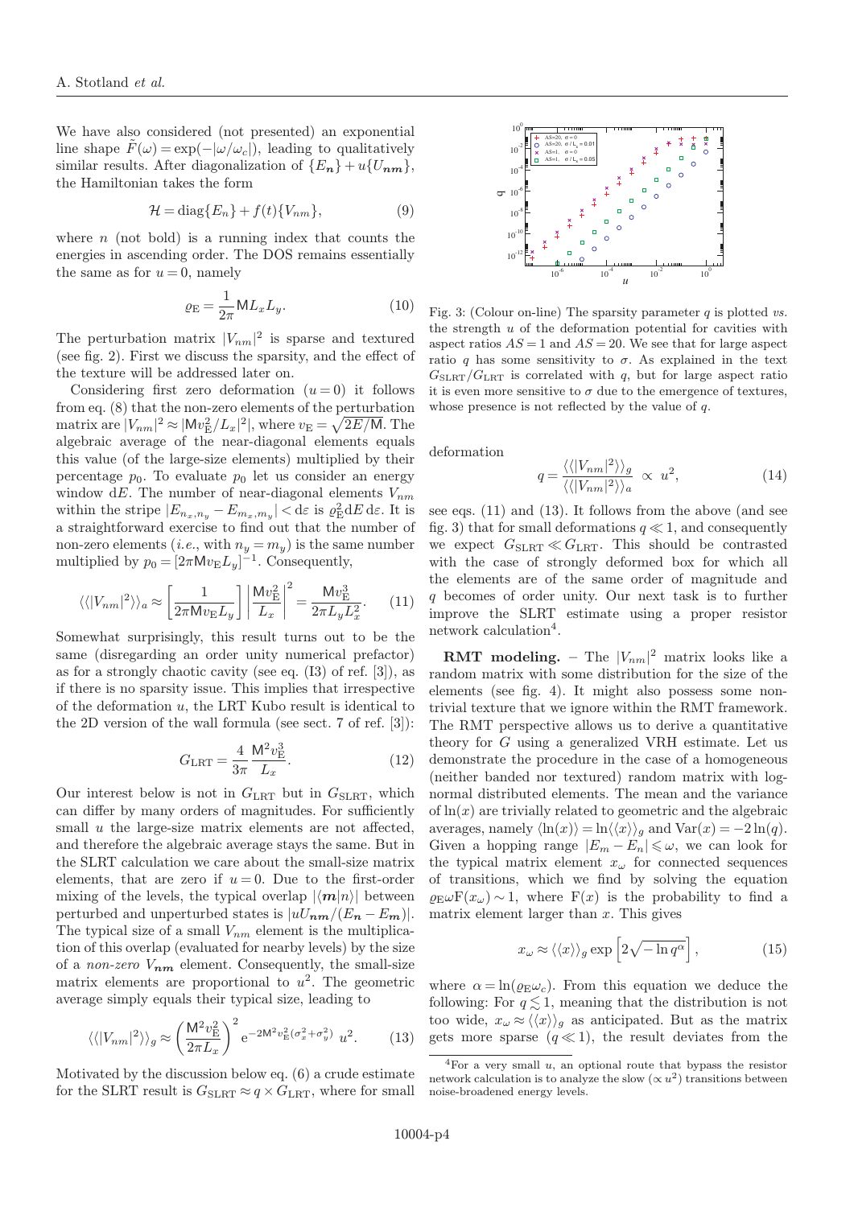We have also considered (not presented) an exponential line shape $\tilde{F}(\omega) = \exp(-|\omega/\omega_c|)$, leading to qualitatively similar results. After diagonalization of $\{E_{\boldsymbol{n}}\} + u\{U_{\boldsymbol{nm}}\}$, the Hamiltonian takes the form

$$\mathcal{H} = \mathrm{diag}\{E_n\} + f(t)\{V_{nm}\}, \tag{9}$$

where $n$ (not bold) is a running index that counts the energies in ascending order. The DOS remains essentially the same as for $u = 0$, namely

$$\varrho_{\mathrm{E}} = \frac{1}{2\pi}\mathsf{M}L_x L_y. \tag{10}$$

The perturbation matrix $|V_{nm}|^2$ is sparse and textured (see fig. 2). First we discuss the sparsity, and the effect of the texture will be addressed later on.

Considering first zero deformation $(u = 0)$ it follows from eq. (8) that the non-zero elements of the perturbation matrix are $|V_{nm}|^2 \approx |\mathsf{M}v_{\mathrm{E}}^2/L_x|^2|$, where $v_{\mathrm{E}} = \sqrt{2E/\mathsf{M}}$. The algebraic average of the near-diagonal elements equals this value (of the large-size elements) multiplied by their percentage $p_0$. To evaluate $p_0$ let us consider an energy window $\mathrm{d}E$. The number of near-diagonal elements $V_{nm}$ within the stripe $|E_{n_x,n_y} - E_{m_x,m_y}| < \mathrm{d}\varepsilon$ is $\varrho_{\mathrm{E}}^2 \mathrm{d}E\,\mathrm{d}\varepsilon$. It is a straightforward exercise to find out that the number of non-zero elements (*i.e.*, with $n_y = m_y$) is the same number multiplied by $p_0 = [2\pi \mathsf{M} v_{\mathrm{E}} L_y]^{-1}$. Consequently,

$$\langle\langle |V_{nm}|^2 \rangle\rangle_a \approx \left[\frac{1}{2\pi \mathsf{M} v_{\mathrm{E}} L_y}\right] \left|\frac{\mathsf{M} v_{\mathrm{E}}^2}{L_x}\right|^2 = \frac{\mathsf{M} v_{\mathrm{E}}^3}{2\pi L_y L_x^2}. \tag{11}$$

Somewhat surprisingly, this result turns out to be the same (disregarding an order unity numerical prefactor) as for a strongly chaotic cavity (see eq. (I3) of ref. [3]), as if there is no sparsity issue. This implies that irrespective of the deformation $u$, the LRT Kubo result is identical to the 2D version of the wall formula (see sect. 7 of ref. [3]):

$$G_{\mathrm{LRT}} = \frac{4}{3\pi}\frac{\mathsf{M}^2 v_{\mathrm{E}}^3}{L_x}. \tag{12}$$

Our interest below is not in $G_{\mathrm{LRT}}$ but in $G_{\mathrm{SLRT}}$, which can differ by many orders of magnitudes. For sufficiently small $u$ the large-size matrix elements are not affected, and therefore the algebraic average stays the same. But in the SLRT calculation we care about the small-size matrix elements, that are zero if $u = 0$. Due to the first-order mixing of the levels, the typical overlap $|\langle \boldsymbol{m}|n\rangle|$ between perturbed and unperturbed states is $|uU_{\boldsymbol{nm}}/(E_{\boldsymbol{n}} - E_{\boldsymbol{m}})|$. The typical size of a small $V_{nm}$ element is the multiplication of this overlap (evaluated for nearby levels) by the size of a *non-zero* $V_{\boldsymbol{nm}}$ element. Consequently, the small-size matrix elements are proportional to $u^2$. The geometric average simply equals their typical size, leading to

$$\langle\langle |V_{nm}|^2 \rangle\rangle_g \approx \left(\frac{\mathsf{M}^2 v_{\mathrm{E}}^2}{2\pi L_x}\right)^2 \mathrm{e}^{-2\mathsf{M}^2 v_{\mathrm{E}}^2(\sigma_x^2 + \sigma_y^2)}\; u^2. \tag{13}$$

Motivated by the discussion below eq. (6) a crude estimate for the SLRT result is $G_{\mathrm{SLRT}} \approx q \times G_{\mathrm{LRT}}$, where for small deformation

$$q = \frac{\langle\langle |V_{nm}|^2 \rangle\rangle_g}{\langle\langle |V_{nm}|^2 \rangle\rangle_a} \;\propto\; u^2, \tag{14}$$

see eqs. (11) and (13). It follows from the above (and see fig. 3) that for small deformations $q \ll 1$, and consequently we expect $G_{\mathrm{SLRT}} \ll G_{\mathrm{LRT}}$. This should be contrasted with the case of strongly deformed box for which all the elements are of the same order of magnitude and $q$ becomes of order unity. Our next task is to further improve the SLRT estimate using a proper resistor network calculation[4].

Fig. 3: (Colour on-line) The sparsity parameter $q$ is plotted *vs.* the strength $u$ of the deformation potential for cavities with aspect ratios $AS = 1$ and $AS = 20$. We see that for large aspect ratio $q$ has some sensitivity to $\sigma$. As explained in the text $G_{\mathrm{SLRT}}/G_{\mathrm{LRT}}$ is correlated with $q$, but for large aspect ratio it is even more sensitive to $\sigma$ due to the emergence of textures, whose presence is not reflected by the value of $q$.

**RMT modeling.** – The $|V_{nm}|^2$ matrix looks like a random matrix with some distribution for the size of the elements (see fig. 4). It might also possess some non-trivial texture that we ignore within the RMT framework. The RMT perspective allows us to derive a quantitative theory for $G$ using a generalized VRH estimate. Let us demonstrate the procedure in the case of a homogeneous (neither banded nor textured) random matrix with log-normal distributed elements. The mean and the variance of $\ln(x)$ are trivially related to geometric and the algebraic averages, namely $\langle \ln(x)\rangle = \ln\langle\langle x\rangle\rangle_g$ and $\mathrm{Var}(x) = -2\ln(q)$. Given a hopping range $|E_m - E_n| \leqslant \omega$, we can look for the typical matrix element $x_\omega$ for connected sequences of transitions, which we find by solving the equation $\varrho_{\mathrm{E}}\omega \mathrm{F}(x_\omega) \sim 1$, where $\mathrm{F}(x)$ is the probability to find a matrix element larger than $x$. This gives

$$x_\omega \approx \langle\langle x\rangle\rangle_g \exp\left[2\sqrt{-\ln q^\alpha}\right], \tag{15}$$

where $\alpha = \ln(\varrho_{\mathrm{E}}\omega_c)$. From this equation we deduce the following: For $q \lesssim 1$, meaning that the distribution is not too wide, $x_\omega \approx \langle\langle x\rangle\rangle_g$ as anticipated. But as the matrix gets more sparse $(q \ll 1)$, the result deviates from the

[4]For a very small $u$, an optional route that bypass the resistor network calculation is to analyze the slow ($\propto u^2$) transitions between noise-broadened energy levels.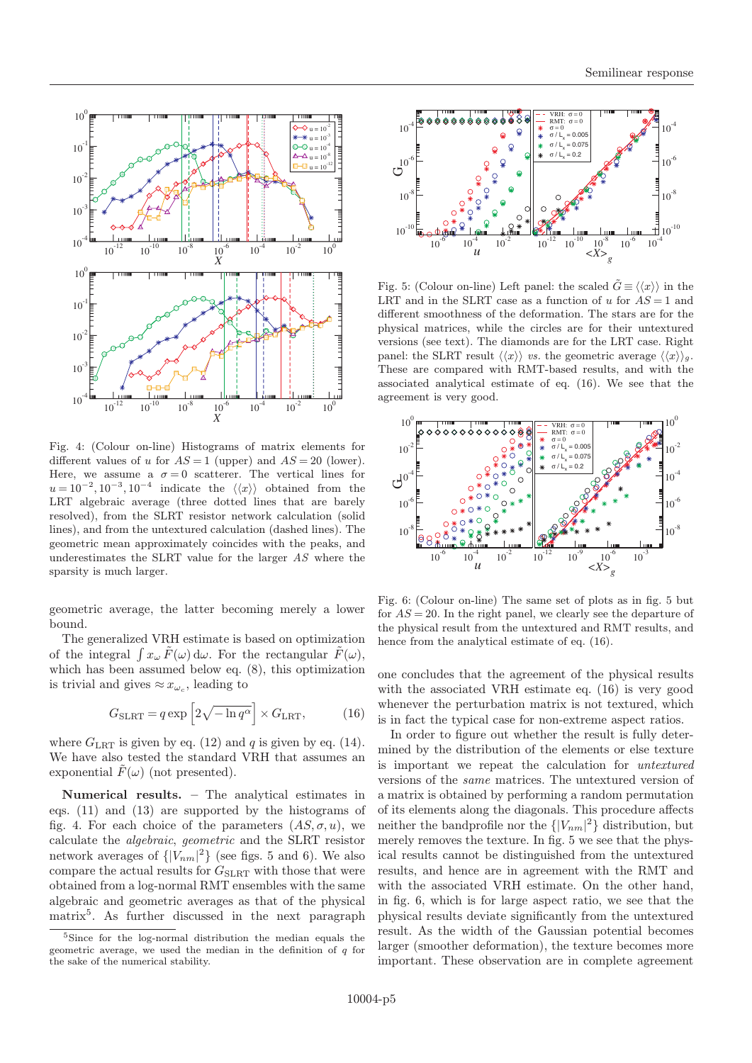Fig. 4: (Colour on-line) Histograms of matrix elements for different values of $u$ for $AS = 1$ (upper) and $AS = 20$ (lower). Here, we assume a $\sigma = 0$ scatterer. The vertical lines for $u = 10^{-2}, 10^{-3}, 10^{-4}$ indicate the $\langle\langle x \rangle\rangle$ obtained from the LRT algebraic average (three dotted lines that are barely resolved), from the SLRT resistor network calculation (solid lines), and from the untextured calculation (dashed lines). The geometric mean approximately coincides with the peaks, and underestimates the SLRT value for the larger $AS$ where the sparsity is much larger.

geometric average, the latter becoming merely a lower bound.

The generalized VRH estimate is based on optimization of the integral $\int x_\omega \tilde{F}(\omega)\,\mathrm{d}\omega$. For the rectangular $\tilde{F}(\omega)$, which has been assumed below eq. (8), this optimization is trivial and gives $\approx x_{\omega_c}$, leading to

$$G_{\mathrm{SLRT}} = q \exp\left[2\sqrt{-\ln q^{\alpha}}\right] \times G_{\mathrm{LRT}}, \qquad (16)$$

where $G_{\mathrm{LRT}}$ is given by eq. (12) and $q$ is given by eq. (14). We have also tested the standard VRH that assumes an exponential $\tilde{F}(\omega)$ (not presented).

**Numerical results.** – The analytical estimates in eqs. (11) and (13) are supported by the histograms of fig. 4. For each choice of the parameters $(AS, \sigma, u)$, we calculate the *algebraic*, *geometric* and the SLRT resistor network averages of $\{|V_{nm}|^2\}$ (see figs. 5 and 6). We also compare the actual results for $G_{\mathrm{SLRT}}$ with those that were obtained from a log-normal RMT ensembles with the same algebraic and geometric averages as that of the physical matrix[5]. As further discussed in the next paragraph

[5]Since for the log-normal distribution the median equals the geometric average, we used the median in the definition of $q$ for the sake of the numerical stability.

Fig. 5: (Colour on-line) Left panel: the scaled $\tilde{G} \equiv \langle\langle x \rangle\rangle$ in the LRT and in the SLRT case as a function of $u$ for $AS = 1$ and different smoothness of the deformation. The stars are for the physical matrices, while the circles are for their untextured versions (see text). The diamonds are for the LRT case. Right panel: the SLRT result $\langle\langle x \rangle\rangle$ *vs.* the geometric average $\langle\langle x \rangle\rangle_g$. These are compared with RMT-based results, and with the associated analytical estimate of eq. (16). We see that the agreement is very good.

Fig. 6: (Colour on-line) The same set of plots as in fig. 5 but for $AS = 20$. In the right panel, we clearly see the departure of the physical result from the untextured and RMT results, and hence from the analytical estimate of eq. (16).

one concludes that the agreement of the physical results with the associated VRH estimate eq. (16) is very good whenever the perturbation matrix is not textured, which is in fact the typical case for non-extreme aspect ratios.

In order to figure out whether the result is fully determined by the distribution of the elements or else texture is important we repeat the calculation for *untextured* versions of the *same* matrices. The untextured version of a matrix is obtained by performing a random permutation of its elements along the diagonals. This procedure affects neither the bandprofile nor the $\{|V_{nm}|^2\}$ distribution, but merely removes the texture. In fig. 5 we see that the physical results cannot be distinguished from the untextured results, and hence are in agreement with the RMT and with the associated VRH estimate. On the other hand, in fig. 6, which is for large aspect ratio, we see that the physical results deviate significantly from the untextured result. As the width of the Gaussian potential becomes larger (smoother deformation), the texture becomes more important. These observation are in complete agreement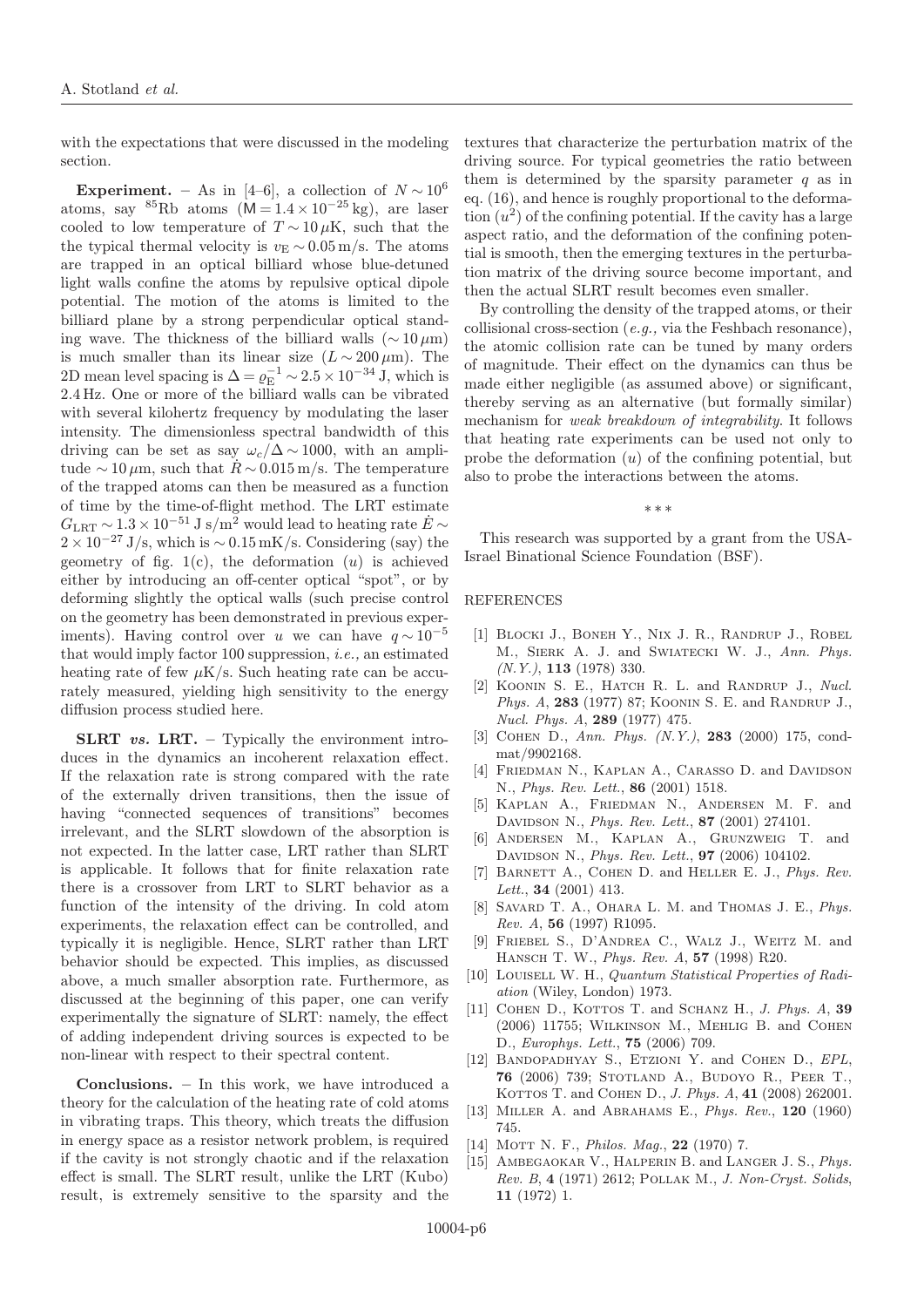with the expectations that were discussed in the modeling section.

**Experiment.** – As in [4–6], a collection of $N \sim 10^6$ atoms, say $^{85}$Rb atoms ($\mathsf{M} = 1.4 \times 10^{-25}$ kg), are laser cooled to low temperature of $T \sim 10\,\mu$K, such that the the typical thermal velocity is $v_{\rm E} \sim 0.05$ m/s. The atoms are trapped in an optical billiard whose blue-detuned light walls confine the atoms by repulsive optical dipole potential. The motion of the atoms is limited to the billiard plane by a strong perpendicular optical standing wave. The thickness of the billiard walls ($\sim 10\,\mu$m) is much smaller than its linear size ($L \sim 200\,\mu$m). The 2D mean level spacing is $\Delta = \varrho_{\rm E}^{-1} \sim 2.5 \times 10^{-34}$ J, which is 2.4 Hz. One or more of the billiard walls can be vibrated with several kilohertz frequency by modulating the laser intensity. The dimensionless spectral bandwidth of this driving can be set as say $\omega_c/\Delta \sim 1000$, with an amplitude $\sim 10\,\mu$m, such that $\dot{R} \sim 0.015$ m/s. The temperature of the trapped atoms can then be measured as a function of time by the time-of-flight method. The LRT estimate $G_{\rm LRT} \sim 1.3 \times 10^{-51}$ J s/m$^2$ would lead to heating rate $\dot{E} \sim 2 \times 10^{-27}$ J/s, which is $\sim 0.15$ mK/s. Considering (say) the geometry of fig. 1(c), the deformation ($u$) is achieved either by introducing an off-center optical "spot", or by deforming slightly the optical walls (such precise control on the geometry has been demonstrated in previous experiments). Having control over $u$ we can have $q \sim 10^{-5}$ that would imply factor 100 suppression, *i.e.,* an estimated heating rate of few $\mu$K/s. Such heating rate can be accurately measured, yielding high sensitivity to the energy diffusion process studied here.

**SLRT *vs.* LRT.** – Typically the environment introduces in the dynamics an incoherent relaxation effect. If the relaxation rate is strong compared with the rate of the externally driven transitions, then the issue of having "connected sequences of transitions" becomes irrelevant, and the SLRT slowdown of the absorption is not expected. In the latter case, LRT rather than SLRT is applicable. It follows that for finite relaxation rate there is a crossover from LRT to SLRT behavior as a function of the intensity of the driving. In cold atom experiments, the relaxation effect can be controlled, and typically it is negligible. Hence, SLRT rather than LRT behavior should be expected. This implies, as discussed above, a much smaller absorption rate. Furthermore, as discussed at the beginning of this paper, one can verify experimentally the signature of SLRT: namely, the effect of adding independent driving sources is expected to be non-linear with respect to their spectral content.

**Conclusions.** – In this work, we have introduced a theory for the calculation of the heating rate of cold atoms in vibrating traps. This theory, which treats the diffusion in energy space as a resistor network problem, is required if the cavity is not strongly chaotic and if the relaxation effect is small. The SLRT result, unlike the LRT (Kubo) result, is extremely sensitive to the sparsity and the textures that characterize the perturbation matrix of the driving source. For typical geometries the ratio between them is determined by the sparsity parameter $q$ as in eq. (16), and hence is roughly proportional to the deformation ($u^2$) of the confining potential. If the cavity has a large aspect ratio, and the deformation of the confining potential is smooth, then the emerging textures in the perturbation matrix of the driving source become important, and then the actual SLRT result becomes even smaller.

By controlling the density of the trapped atoms, or their collisional cross-section (*e.g.,* via the Feshbach resonance), the atomic collision rate can be tuned by many orders of magnitude. Their effect on the dynamics can thus be made either negligible (as assumed above) or significant, thereby serving as an alternative (but formally similar) mechanism for *weak breakdown of integrability*. It follows that heating rate experiments can be used not only to probe the deformation ($u$) of the confining potential, but also to probe the interactions between the atoms.

\* \* \*

This research was supported by a grant from the USA-Israel Binational Science Foundation (BSF).

## REFERENCES

[1] Blocki J., Boneh Y., Nix J. R., Randrup J., Robel M., Sierk A. J. and Swiatecki W. J., *Ann. Phys. (N.Y.)*, **113** (1978) 330.

[2] Koonin S. E., Hatch R. L. and Randrup J., *Nucl. Phys. A*, **283** (1977) 87; Koonin S. E. and Randrup J., *Nucl. Phys. A*, **289** (1977) 475.

[3] Cohen D., *Ann. Phys. (N.Y.)*, **283** (2000) 175, cond-mat/9902168.

[4] Friedman N., Kaplan A., Carasso D. and Davidson N., *Phys. Rev. Lett.*, **86** (2001) 1518.

[5] Kaplan A., Friedman N., Andersen M. F. and Davidson N., *Phys. Rev. Lett.*, **87** (2001) 274101.

[6] Andersen M., Kaplan A., Grunzweig T. and Davidson N., *Phys. Rev. Lett.*, **97** (2006) 104102.

[7] Barnett A., Cohen D. and Heller E. J., *Phys. Rev. Lett.*, **34** (2001) 413.

[8] Savard T. A., Ohara L. M. and Thomas J. E., *Phys. Rev. A*, **56** (1997) R1095.

[9] Friebel S., D'Andrea C., Walz J., Weitz M. and Hansch T. W., *Phys. Rev. A*, **57** (1998) R20.

[10] Louisell W. H., *Quantum Statistical Properties of Radiation* (Wiley, London) 1973.

[11] Cohen D., Kottos T. and Schanz H., *J. Phys. A*, **39** (2006) 11755; Wilkinson M., Mehlig B. and Cohen D., *Europhys. Lett.*, **75** (2006) 709.

[12] Bandopadhyay S., Etzioni Y. and Cohen D., *EPL*, **76** (2006) 739; Stotland A., Budoyo R., Peer T., Kottos T. and Cohen D., *J. Phys. A*, **41** (2008) 262001.

[13] Miller A. and Abrahams E., *Phys. Rev.*, **120** (1960) 745.

[14] Mott N. F., *Philos. Mag.*, **22** (1970) 7.

[15] Ambegaokar V., Halperin B. and Langer J. S., *Phys. Rev. B*, **4** (1971) 2612; Pollak M., *J. Non-Cryst. Solids*, **11** (1972) 1.